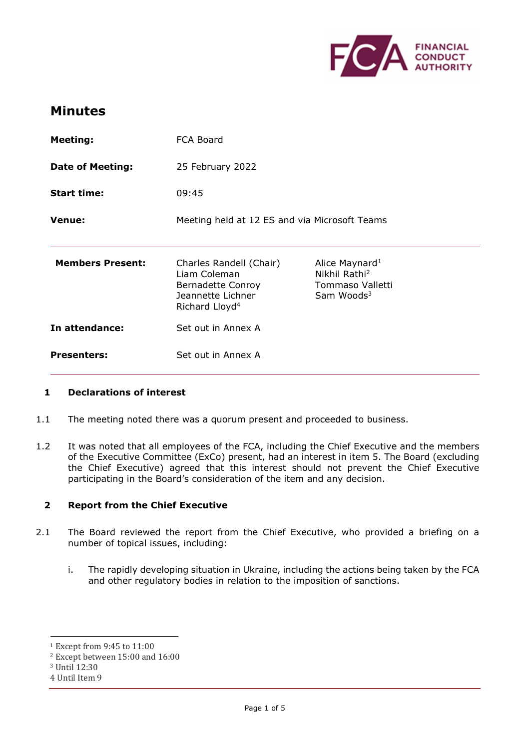# Minutes

| | | |
|---|---|---|
| **Meeting:** | FCA Board | |
| **Date of Meeting:** | 25 February 2022 | |
| **Start time:** | 09:45 | |
| **Venue:** | Meeting held at 12 ES and via Microsoft Teams | |
| **Members Present:** | Charles Randell (Chair)<br>Liam Coleman<br>Bernadette Conroy<br>Jeannette Lichner<br>Richard Lloyd[4] | Alice Maynard[1]<br>Nikhil Rathi[2]<br>Tommaso Valletti<br>Sam Woods[3] |
| **In attendance:** | Set out in Annex A | |
| **Presenters:** | Set out in Annex A | |

## 1 Declarations of interest

1.1 The meeting noted there was a quorum present and proceeded to business.

1.2 It was noted that all employees of the FCA, including the Chief Executive and the members of the Executive Committee (ExCo) present, had an interest in item 5. The Board (excluding the Chief Executive) agreed that this interest should not prevent the Chief Executive participating in the Board's consideration of the item and any decision.

## 2 Report from the Chief Executive

2.1 The Board reviewed the report from the Chief Executive, who provided a briefing on a number of topical issues, including:

i. The rapidly developing situation in Ukraine, including the actions being taken by the FCA and other regulatory bodies in relation to the imposition of sanctions.

---

[1] Except from 9:45 to 11:00
[2] Except between 15:00 and 16:00
[3] Until 12:30
[4] Until Item 9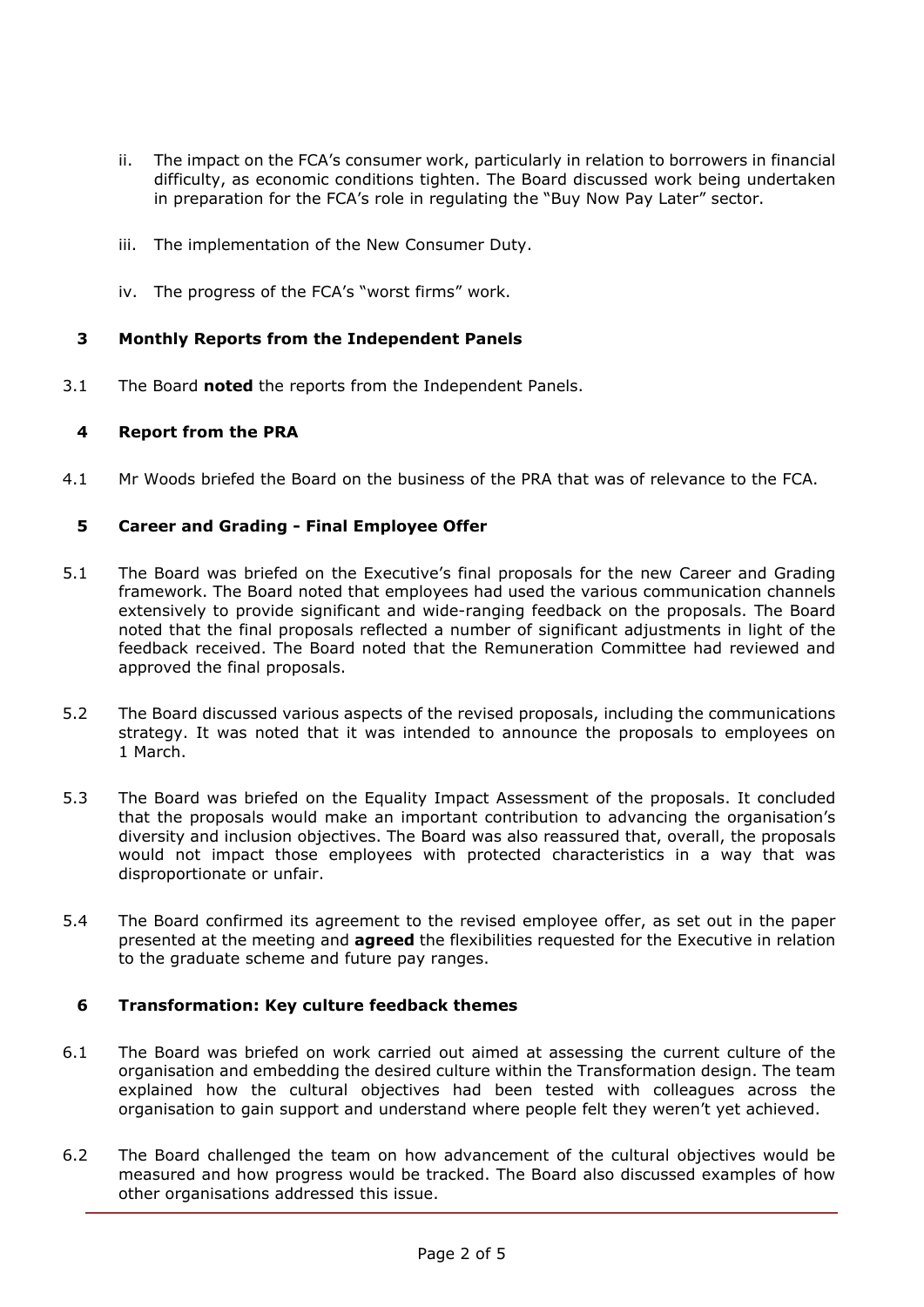ii. The impact on the FCA's consumer work, particularly in relation to borrowers in financial difficulty, as economic conditions tighten. The Board discussed work being undertaken in preparation for the FCA's role in regulating the "Buy Now Pay Later" sector.

iii. The implementation of the New Consumer Duty.

iv. The progress of the FCA's "worst firms" work.

### 3 Monthly Reports from the Independent Panels

3.1 The Board **noted** the reports from the Independent Panels.

### 4 Report from the PRA

4.1 Mr Woods briefed the Board on the business of the PRA that was of relevance to the FCA.

### 5 Career and Grading - Final Employee Offer

5.1 The Board was briefed on the Executive's final proposals for the new Career and Grading framework. The Board noted that employees had used the various communication channels extensively to provide significant and wide-ranging feedback on the proposals. The Board noted that the final proposals reflected a number of significant adjustments in light of the feedback received. The Board noted that the Remuneration Committee had reviewed and approved the final proposals.

5.2 The Board discussed various aspects of the revised proposals, including the communications strategy. It was noted that it was intended to announce the proposals to employees on 1 March.

5.3 The Board was briefed on the Equality Impact Assessment of the proposals. It concluded that the proposals would make an important contribution to advancing the organisation's diversity and inclusion objectives. The Board was also reassured that, overall, the proposals would not impact those employees with protected characteristics in a way that was disproportionate or unfair.

5.4 The Board confirmed its agreement to the revised employee offer, as set out in the paper presented at the meeting and **agreed** the flexibilities requested for the Executive in relation to the graduate scheme and future pay ranges.

### 6 Transformation: Key culture feedback themes

6.1 The Board was briefed on work carried out aimed at assessing the current culture of the organisation and embedding the desired culture within the Transformation design. The team explained how the cultural objectives had been tested with colleagues across the organisation to gain support and understand where people felt they weren't yet achieved.

6.2 The Board challenged the team on how advancement of the cultural objectives would be measured and how progress would be tracked. The Board also discussed examples of how other organisations addressed this issue.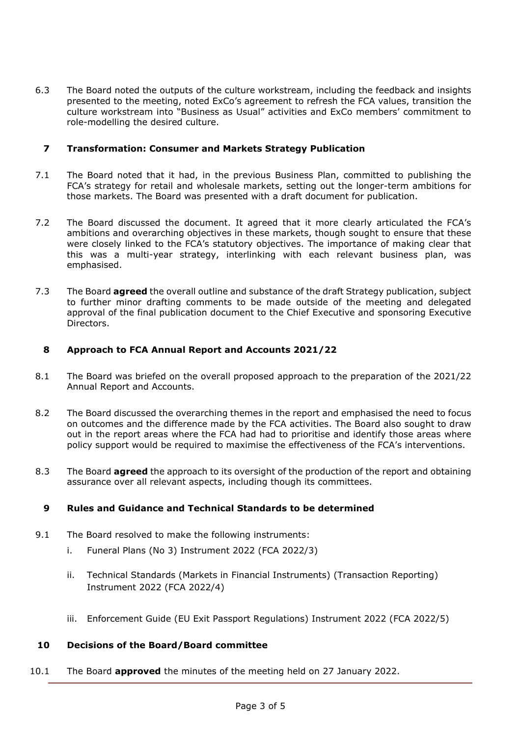6.3 The Board noted the outputs of the culture workstream, including the feedback and insights presented to the meeting, noted ExCo's agreement to refresh the FCA values, transition the culture workstream into "Business as Usual" activities and ExCo members' commitment to role-modelling the desired culture.

## 7 Transformation: Consumer and Markets Strategy Publication

7.1 The Board noted that it had, in the previous Business Plan, committed to publishing the FCA's strategy for retail and wholesale markets, setting out the longer-term ambitions for those markets. The Board was presented with a draft document for publication.

7.2 The Board discussed the document. It agreed that it more clearly articulated the FCA's ambitions and overarching objectives in these markets, though sought to ensure that these were closely linked to the FCA's statutory objectives. The importance of making clear that this was a multi-year strategy, interlinking with each relevant business plan, was emphasised.

7.3 The Board **agreed** the overall outline and substance of the draft Strategy publication, subject to further minor drafting comments to be made outside of the meeting and delegated approval of the final publication document to the Chief Executive and sponsoring Executive Directors.

## 8 Approach to FCA Annual Report and Accounts 2021/22

8.1 The Board was briefed on the overall proposed approach to the preparation of the 2021/22 Annual Report and Accounts.

8.2 The Board discussed the overarching themes in the report and emphasised the need to focus on outcomes and the difference made by the FCA activities. The Board also sought to draw out in the report areas where the FCA had had to prioritise and identify those areas where policy support would be required to maximise the effectiveness of the FCA's interventions.

8.3 The Board **agreed** the approach to its oversight of the production of the report and obtaining assurance over all relevant aspects, including though its committees.

## 9 Rules and Guidance and Technical Standards to be determined

9.1 The Board resolved to make the following instruments:

i. Funeral Plans (No 3) Instrument 2022 (FCA 2022/3)

ii. Technical Standards (Markets in Financial Instruments) (Transaction Reporting) Instrument 2022 (FCA 2022/4)

iii. Enforcement Guide (EU Exit Passport Regulations) Instrument 2022 (FCA 2022/5)

## 10 Decisions of the Board/Board committee

10.1 The Board **approved** the minutes of the meeting held on 27 January 2022.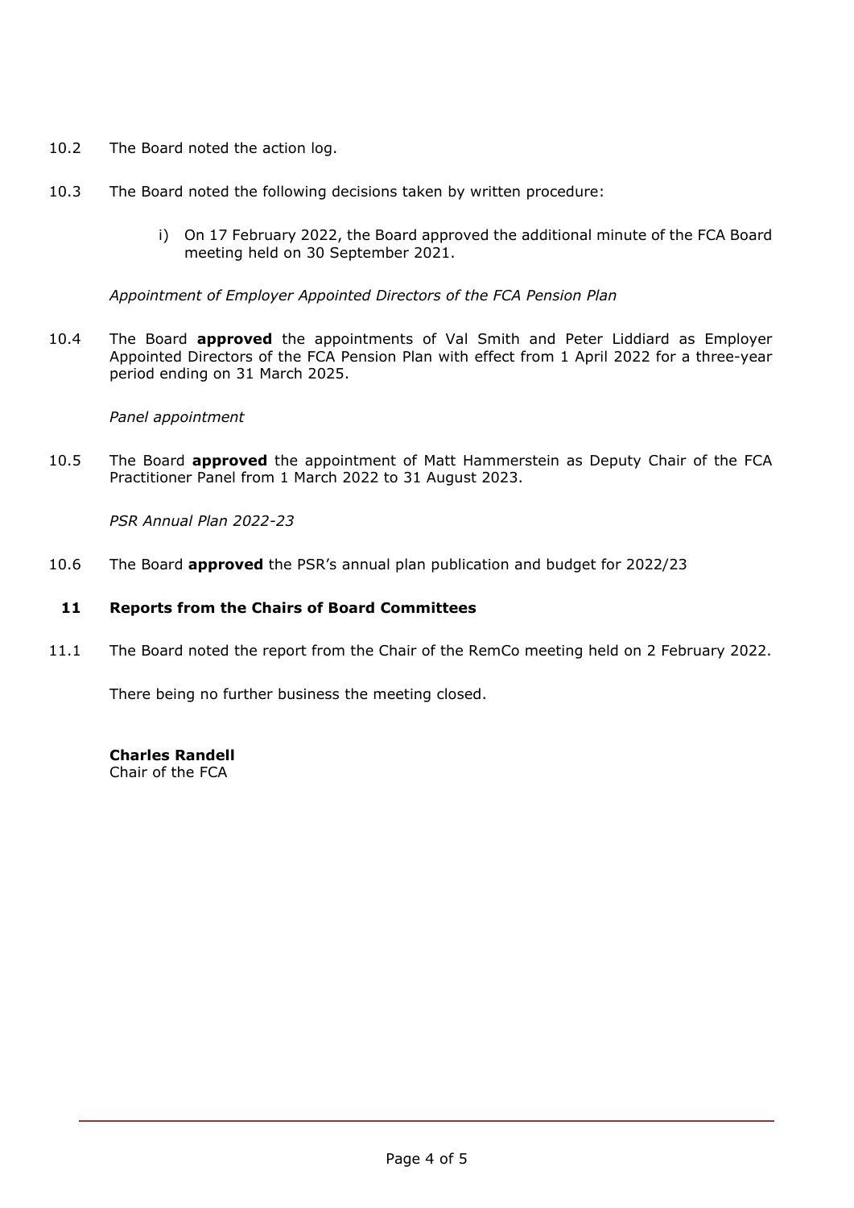10.2 The Board noted the action log.

10.3 The Board noted the following decisions taken by written procedure:

i) On 17 February 2022, the Board approved the additional minute of the FCA Board meeting held on 30 September 2021.

*Appointment of Employer Appointed Directors of the FCA Pension Plan*

10.4 The Board **approved** the appointments of Val Smith and Peter Liddiard as Employer Appointed Directors of the FCA Pension Plan with effect from 1 April 2022 for a three-year period ending on 31 March 2025.

*Panel appointment*

10.5 The Board **approved** the appointment of Matt Hammerstein as Deputy Chair of the FCA Practitioner Panel from 1 March 2022 to 31 August 2023.

*PSR Annual Plan 2022-23*

10.6 The Board **approved** the PSR's annual plan publication and budget for 2022/23

## 11 Reports from the Chairs of Board Committees

11.1 The Board noted the report from the Chair of the RemCo meeting held on 2 February 2022.

There being no further business the meeting closed.

**Charles Randell**
Chair of the FCA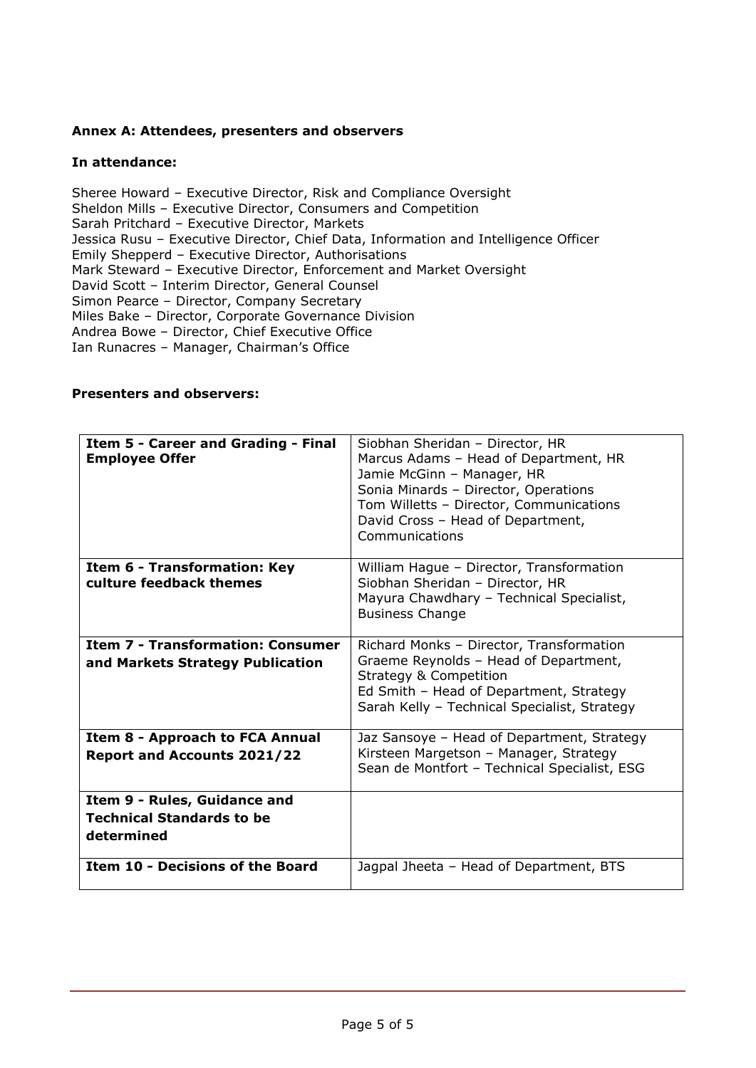**Annex A: Attendees, presenters and observers**

**In attendance:**

Sheree Howard – Executive Director, Risk and Compliance Oversight
Sheldon Mills – Executive Director, Consumers and Competition
Sarah Pritchard – Executive Director, Markets
Jessica Rusu – Executive Director, Chief Data, Information and Intelligence Officer
Emily Shepperd – Executive Director, Authorisations
Mark Steward – Executive Director, Enforcement and Market Oversight
David Scott – Interim Director, General Counsel
Simon Pearce – Director, Company Secretary
Miles Bake – Director, Corporate Governance Division
Andrea Bowe – Director, Chief Executive Office
Ian Runacres – Manager, Chairman's Office

**Presenters and observers:**

| | |
|---|---|
| **Item 5 - Career and Grading - Final Employee Offer** | Siobhan Sheridan – Director, HR<br>Marcus Adams – Head of Department, HR<br>Jamie McGinn – Manager, HR<br>Sonia Minards – Director, Operations<br>Tom Willetts – Director, Communications<br>David Cross – Head of Department, Communications |
| **Item 6 - Transformation: Key culture feedback themes** | William Hague – Director, Transformation<br>Siobhan Sheridan – Director, HR<br>Mayura Chawdhary – Technical Specialist, Business Change |
| **Item 7 - Transformation: Consumer and Markets Strategy Publication** | Richard Monks – Director, Transformation<br>Graeme Reynolds – Head of Department, Strategy & Competition<br>Ed Smith – Head of Department, Strategy<br>Sarah Kelly – Technical Specialist, Strategy |
| **Item 8 - Approach to FCA Annual Report and Accounts 2021/22** | Jaz Sansoye – Head of Department, Strategy<br>Kirsteen Margetson – Manager, Strategy<br>Sean de Montfort – Technical Specialist, ESG |
| **Item 9 - Rules, Guidance and Technical Standards to be determined** | |
| **Item 10 - Decisions of the Board** | Jagpal Jheeta – Head of Department, BTS |